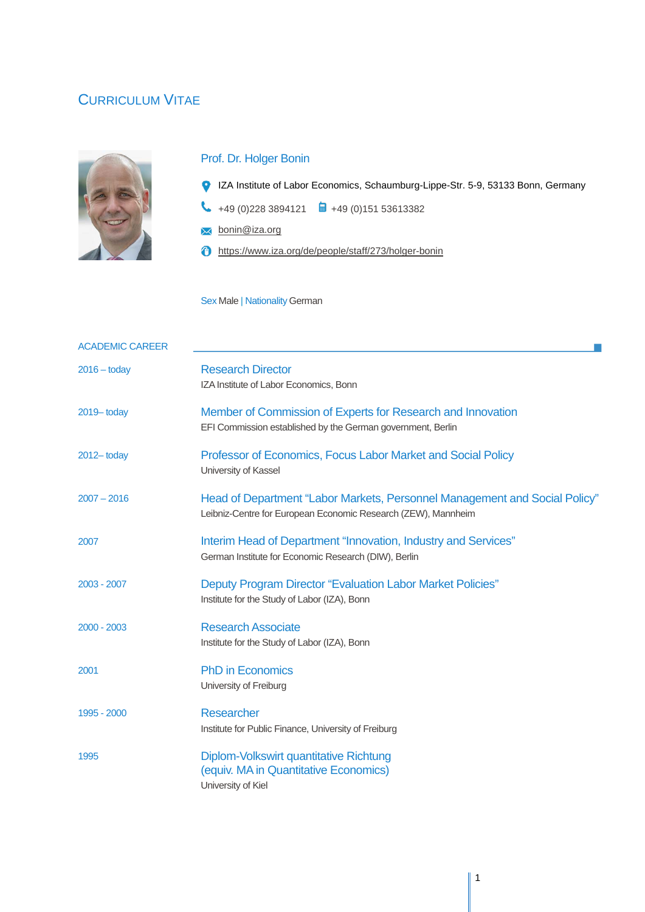# Curriculum Vitae

## Prof. Dr. Holger Bonin

IZA Institute of Labor Economics, Schaumburg-Lippe-Str. 5-9, 53133 Bonn, Germany

+49 (0)228 3894121 +49 (0)151 53613382

bonin@iza.org

https://www.iza.org/de/people/staff/273/holger-bonin

Sex Male | Nationality German

## ACADEMIC CAREER

2016 – today
**Research Director**
IZA Institute of Labor Economics, Bonn

2019– today
**Member of Commission of Experts for Research and Innovation**
EFI Commission established by the German government, Berlin

2012– today
**Professor of Economics, Focus Labor Market and Social Policy**
University of Kassel

2007 – 2016
**Head of Department "Labor Markets, Personnel Management and Social Policy"**
Leibniz-Centre for European Economic Research (ZEW), Mannheim

2007
**Interim Head of Department "Innovation, Industry and Services"**
German Institute for Economic Research (DIW), Berlin

2003 - 2007
**Deputy Program Director "Evaluation Labor Market Policies"**
Institute for the Study of Labor (IZA), Bonn

2000 - 2003
**Research Associate**
Institute for the Study of Labor (IZA), Bonn

2001
**PhD in Economics**
University of Freiburg

1995 - 2000
**Researcher**
Institute for Public Finance, University of Freiburg

1995
**Diplom-Volkswirt quantitative Richtung (equiv. MA in Quantitative Economics)**
University of Kiel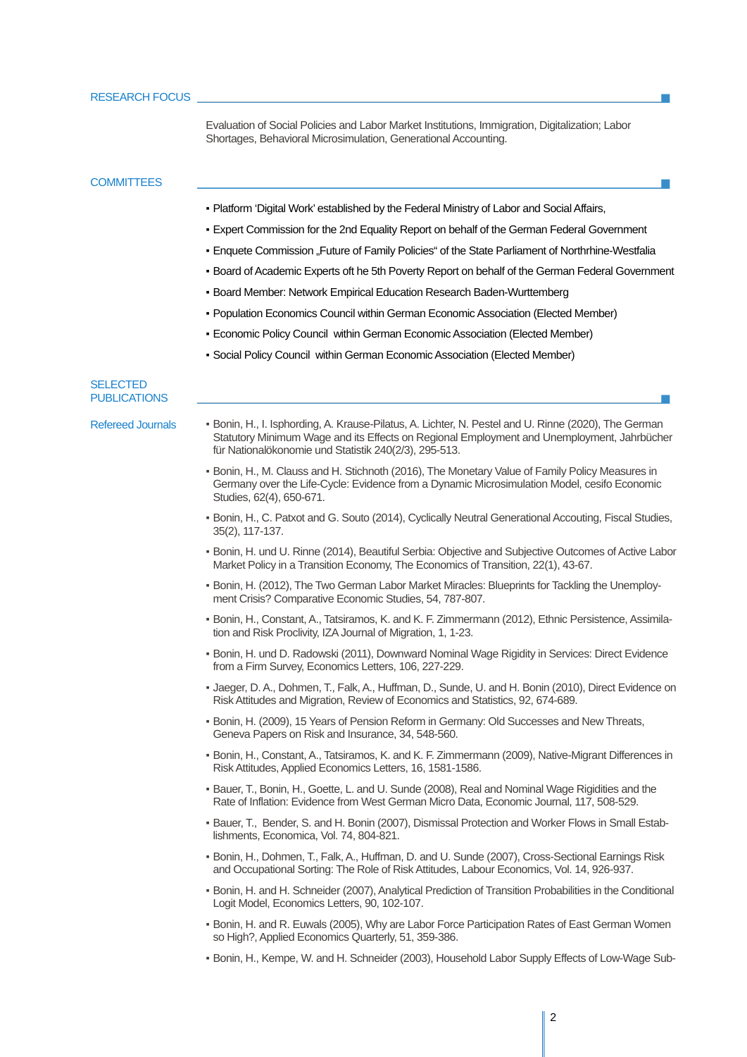## RESEARCH FOCUS

Evaluation of Social Policies and Labor Market Institutions, Immigration, Digitalization; Labor Shortages, Behavioral Microsimulation, Generational Accounting.

## COMMITTEES

- Platform 'Digital Work' established by the Federal Ministry of Labor and Social Affairs,
- Expert Commission for the 2nd Equality Report on behalf of the German Federal Government
- Enquete Commission „Future of Family Policies" of the State Parliament of Northrhine-Westfalia
- Board of Academic Experts oft he 5th Poverty Report on behalf of the German Federal Government
- Board Member: Network Empirical Education Research Baden-Wurttemberg
- Population Economics Council within German Economic Association (Elected Member)
- Economic Policy Council within German Economic Association (Elected Member)
- Social Policy Council within German Economic Association (Elected Member)

## SELECTED PUBLICATIONS

### Refereed Journals

- Bonin, H., I. Isphording, A. Krause-Pilatus, A. Lichter, N. Pestel and U. Rinne (2020), The German Statutory Minimum Wage and its Effects on Regional Employment and Unemployment, Jahrbücher für Nationalökonomie und Statistik 240(2/3), 295-513.
- Bonin, H., M. Clauss and H. Stichnoth (2016), The Monetary Value of Family Policy Measures in Germany over the Life-Cycle: Evidence from a Dynamic Microsimulation Model, cesifo Economic Studies, 62(4), 650-671.
- Bonin, H., C. Patxot and G. Souto (2014), Cyclically Neutral Generational Accouting, Fiscal Studies, 35(2), 117-137.
- Bonin, H. und U. Rinne (2014), Beautiful Serbia: Objective and Subjective Outcomes of Active Labor Market Policy in a Transition Economy, The Economics of Transition, 22(1), 43-67.
- Bonin, H. (2012), The Two German Labor Market Miracles: Blueprints for Tackling the Unemployment Crisis? Comparative Economic Studies, 54, 787-807.
- Bonin, H., Constant, A., Tatsiramos, K. and K. F. Zimmermann (2012), Ethnic Persistence, Assimilation and Risk Proclivity, IZA Journal of Migration, 1, 1-23.
- Bonin, H. und D. Radowski (2011), Downward Nominal Wage Rigidity in Services: Direct Evidence from a Firm Survey, Economics Letters, 106, 227-229.
- Jaeger, D. A., Dohmen, T., Falk, A., Huffman, D., Sunde, U. and H. Bonin (2010), Direct Evidence on Risk Attitudes and Migration, Review of Economics and Statistics, 92, 674-689.
- Bonin, H. (2009), 15 Years of Pension Reform in Germany: Old Successes and New Threats, Geneva Papers on Risk and Insurance, 34, 548-560.
- Bonin, H., Constant, A., Tatsiramos, K. and K. F. Zimmermann (2009), Native-Migrant Differences in Risk Attitudes, Applied Economics Letters, 16, 1581-1586.
- Bauer, T., Bonin, H., Goette, L. and U. Sunde (2008), Real and Nominal Wage Rigidities and the Rate of Inflation: Evidence from West German Micro Data, Economic Journal, 117, 508-529.
- Bauer, T., Bender, S. and H. Bonin (2007), Dismissal Protection and Worker Flows in Small Establishments, Economica, Vol. 74, 804-821.
- Bonin, H., Dohmen, T., Falk, A., Huffman, D. and U. Sunde (2007), Cross-Sectional Earnings Risk and Occupational Sorting: The Role of Risk Attitudes, Labour Economics, Vol. 14, 926-937.
- Bonin, H. and H. Schneider (2007), Analytical Prediction of Transition Probabilities in the Conditional Logit Model, Economics Letters, 90, 102-107.
- Bonin, H. and R. Euwals (2005), Why are Labor Force Participation Rates of East German Women so High?, Applied Economics Quarterly, 51, 359-386.
- Bonin, H., Kempe, W. and H. Schneider (2003), Household Labor Supply Effects of Low-Wage Sub-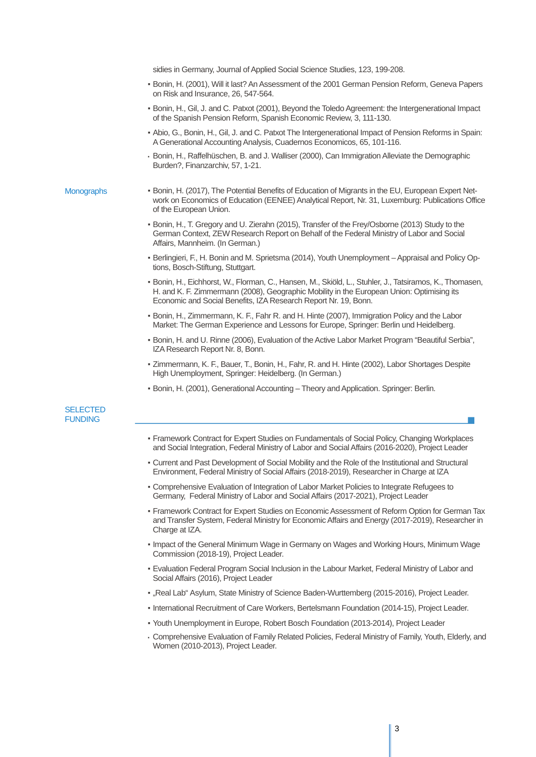sidies in Germany, Journal of Applied Social Science Studies, 123, 199-208.

- Bonin, H. (2001), Will it last? An Assessment of the 2001 German Pension Reform, Geneva Papers on Risk and Insurance, 26, 547-564.
- Bonin, H., Gil, J. and C. Patxot (2001), Beyond the Toledo Agreement: the Intergenerational Impact of the Spanish Pension Reform, Spanish Economic Review, 3, 111-130.
- Abio, G., Bonin, H., Gil, J. and C. Patxot The Intergenerational Impact of Pension Reforms in Spain: A Generational Accounting Analysis, Cuadernos Economicos, 65, 101-116.
- Bonin, H., Raffelhüschen, B. and J. Walliser (2000), Can Immigration Alleviate the Demographic Burden?, Finanzarchiv, 57, 1-21.

## Monographs

- Bonin, H. (2017), The Potential Benefits of Education of Migrants in the EU, European Expert Network on Economics of Education (EENEE) Analytical Report, Nr. 31, Luxemburg: Publications Office of the European Union.
- Bonin, H., T. Gregory and U. Zierahn (2015), Transfer of the Frey/Osborne (2013) Study to the German Context, ZEW Research Report on Behalf of the Federal Ministry of Labor and Social Affairs, Mannheim. (In German.)
- Berlingieri, F., H. Bonin and M. Sprietsma (2014), Youth Unemployment – Appraisal and Policy Options, Bosch-Stiftung, Stuttgart.
- Bonin, H., Eichhorst, W., Florman, C., Hansen, M., Skiöld, L., Stuhler, J., Tatsiramos, K., Thomasen, H. and K. F. Zimmermann (2008), Geographic Mobility in the European Union: Optimising its Economic and Social Benefits, IZA Research Report Nr. 19, Bonn.
- Bonin, H., Zimmermann, K. F., Fahr R. and H. Hinte (2007), Immigration Policy and the Labor Market: The German Experience and Lessons for Europe, Springer: Berlin und Heidelberg.
- Bonin, H. and U. Rinne (2006), Evaluation of the Active Labor Market Program "Beautiful Serbia", IZA Research Report Nr. 8, Bonn.
- Zimmermann, K. F., Bauer, T., Bonin, H., Fahr, R. and H. Hinte (2002), Labor Shortages Despite High Unemployment, Springer: Heidelberg. (In German.)
- Bonin, H. (2001), Generational Accounting – Theory and Application. Springer: Berlin.

## SELECTED FUNDING

- Framework Contract for Expert Studies on Fundamentals of Social Policy, Changing Workplaces and Social Integration, Federal Ministry of Labor and Social Affairs (2016-2020), Project Leader
- Current and Past Development of Social Mobility and the Role of the Institutional and Structural Environment, Federal Ministry of Social Affairs (2018-2019), Researcher in Charge at IZA
- Comprehensive Evaluation of Integration of Labor Market Policies to Integrate Refugees to Germany, Federal Ministry of Labor and Social Affairs (2017-2021), Project Leader
- Framework Contract for Expert Studies on Economic Assessment of Reform Option for German Tax and Transfer System, Federal Ministry for Economic Affairs and Energy (2017-2019), Researcher in Charge at IZA.
- Impact of the General Minimum Wage in Germany on Wages and Working Hours, Minimum Wage Commission (2018-19), Project Leader.
- Evaluation Federal Program Social Inclusion in the Labour Market, Federal Ministry of Labor and Social Affairs (2016), Project Leader
- „Real Lab" Asylum, State Ministry of Science Baden-Wurttemberg (2015-2016), Project Leader.
- International Recruitment of Care Workers, Bertelsmann Foundation (2014-15), Project Leader.
- Youth Unemployment in Europe, Robert Bosch Foundation (2013-2014), Project Leader
- Comprehensive Evaluation of Family Related Policies, Federal Ministry of Family, Youth, Elderly, and Women (2010-2013), Project Leader.